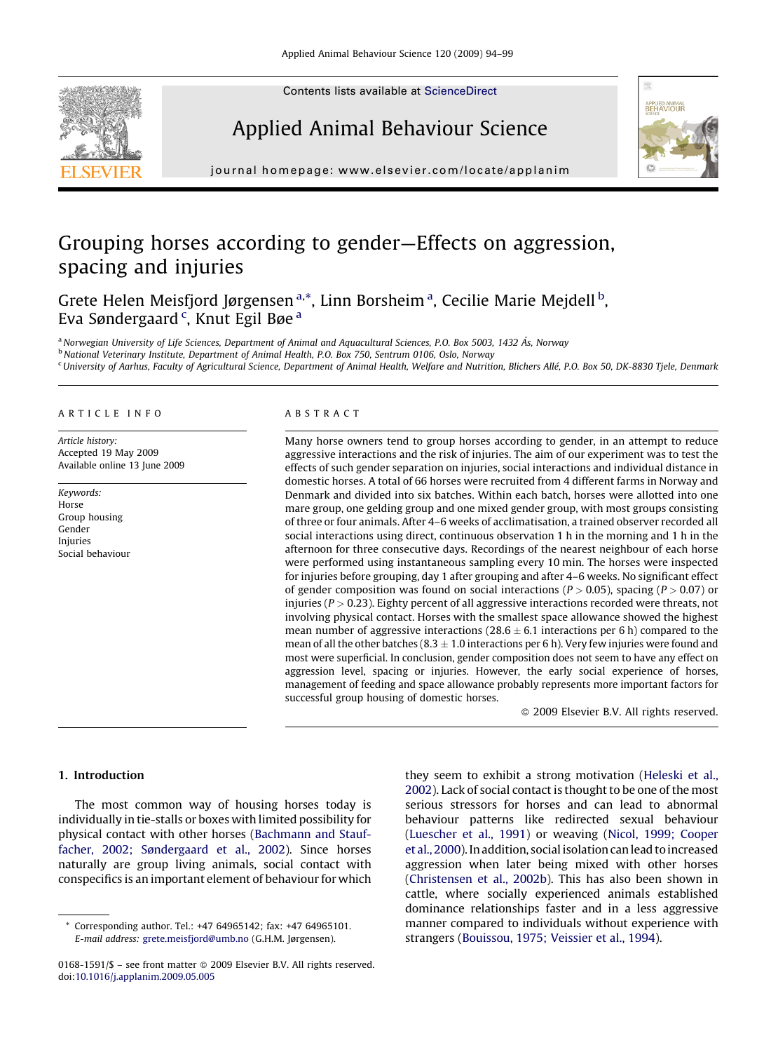Contents lists available at ScienceDirect

# Applied Animal Behaviour Science

journal homepage: www.elsevier.com/locate/applanim

# Grouping horses according to gender—Effects on aggression, spacing and injuries

Grete Helen Meisfjord Jørgensen [a,*], Linn Borsheim [a], Cecilie Marie Mejdell [b], Eva Søndergaard [c], Knut Egil Bøe [a]

[a] Norwegian University of Life Sciences, Department of Animal and Aquacultural Sciences, P.O. Box 5003, 1432 Ås, Norway
[b] National Veterinary Institute, Department of Animal Health, P.O. Box 750, Sentrum 0106, Oslo, Norway
[c] University of Aarhus, Faculty of Agricultural Science, Department of Animal Health, Welfare and Nutrition, Blichers Allé, P.O. Box 50, DK-8830 Tjele, Denmark

## ARTICLE INFO

*Article history:*
Accepted 19 May 2009
Available online 13 June 2009

*Keywords:*
Horse
Group housing
Gender
Injuries
Social behaviour

## ABSTRACT

Many horse owners tend to group horses according to gender, in an attempt to reduce aggressive interactions and the risk of injuries. The aim of our experiment was to test the effects of such gender separation on injuries, social interactions and individual distance in domestic horses. A total of 66 horses were recruited from 4 different farms in Norway and Denmark and divided into six batches. Within each batch, horses were allotted into one mare group, one gelding group and one mixed gender group, with most groups consisting of three or four animals. After 4–6 weeks of acclimatisation, a trained observer recorded all social interactions using direct, continuous observation 1 h in the morning and 1 h in the afternoon for three consecutive days. Recordings of the nearest neighbour of each horse were performed using instantaneous sampling every 10 min. The horses were inspected for injuries before grouping, day 1 after grouping and after 4–6 weeks. No significant effect of gender composition was found on social interactions ($P > 0.05$), spacing ($P > 0.07$) or injuries ($P > 0.23$). Eighty percent of all aggressive interactions recorded were threats, not involving physical contact. Horses with the smallest space allowance showed the highest mean number of aggressive interactions ($28.6 \pm 6.1$ interactions per 6 h) compared to the mean of all the other batches ($8.3 \pm 1.0$ interactions per 6 h). Very few injuries were found and most were superficial. In conclusion, gender composition does not seem to have any effect on aggression level, spacing or injuries. However, the early social experience of horses, management of feeding and space allowance probably represents more important factors for successful group housing of domestic horses.

© 2009 Elsevier B.V. All rights reserved.

## 1. Introduction

The most common way of housing horses today is individually in tie-stalls or boxes with limited possibility for physical contact with other horses (Bachmann and Stauffacher, 2002; Søndergaard et al., 2002). Since horses naturally are group living animals, social contact with conspecifics is an important element of behaviour for which they seem to exhibit a strong motivation (Heleski et al., 2002). Lack of social contact is thought to be one of the most serious stressors for horses and can lead to abnormal behaviour patterns like redirected sexual behaviour (Luescher et al., 1991) or weaving (Nicol, 1999; Cooper et al., 2000). In addition, social isolation can lead to increased aggression when later being mixed with other horses (Christensen et al., 2002b). This has also been shown in cattle, where socially experienced animals established dominance relationships faster and in a less aggressive manner compared to individuals without experience with strangers (Bouissou, 1975; Veissier et al., 1994).

* Corresponding author. Tel.: +47 64965142; fax: +47 64965101.
*E-mail address:* grete.meisfjord@umb.no (G.H.M. Jørgensen).

0168-1591/$ – see front matter © 2009 Elsevier B.V. All rights reserved.
doi:10.1016/j.applanim.2009.05.005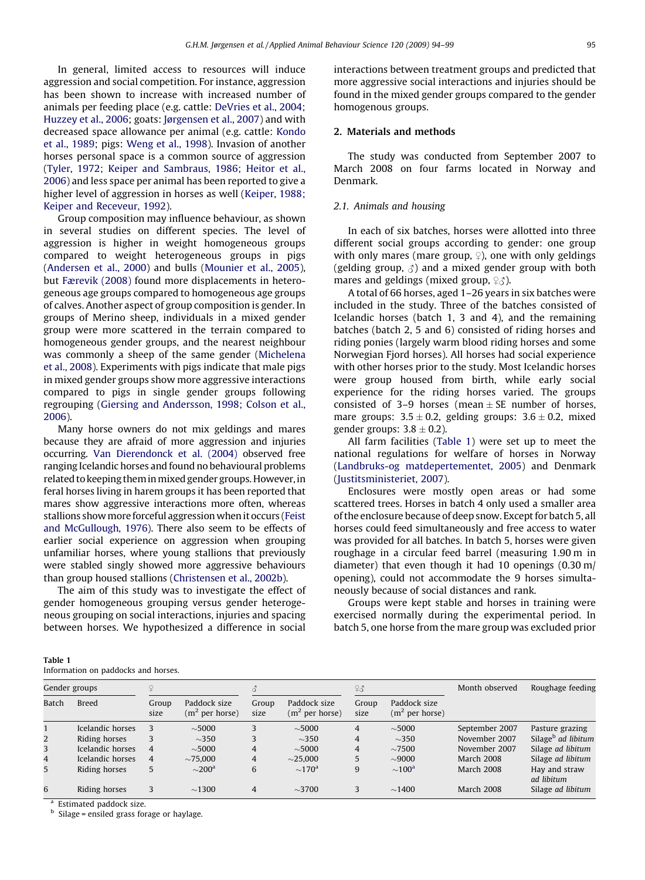In general, limited access to resources will induce aggression and social competition. For instance, aggression has been shown to increase with increased number of animals per feeding place (e.g. cattle: DeVries et al., 2004; Huzzey et al., 2006; goats: Jørgensen et al., 2007) and with decreased space allowance per animal (e.g. cattle: Kondo et al., 1989; pigs: Weng et al., 1998). Invasion of another horses personal space is a common source of aggression (Tyler, 1972; Keiper and Sambraus, 1986; Heitor et al., 2006) and less space per animal has been reported to give a higher level of aggression in horses as well (Keiper, 1988; Keiper and Receveur, 1992).

Group composition may influence behaviour, as shown in several studies on different species. The level of aggression is higher in weight homogeneous groups compared to weight heterogeneous groups in pigs (Andersen et al., 2000) and bulls (Mounier et al., 2005), but Færevik (2008) found more displacements in heterogeneous age groups compared to homogeneous age groups of calves. Another aspect of group composition is gender. In groups of Merino sheep, individuals in a mixed gender group were more scattered in the terrain compared to homogeneous gender groups, and the nearest neighbour was commonly a sheep of the same gender (Michelena et al., 2008). Experiments with pigs indicate that male pigs in mixed gender groups show more aggressive interactions compared to pigs in single gender groups following regrouping (Giersing and Andersson, 1998; Colson et al., 2006).

Many horse owners do not mix geldings and mares because they are afraid of more aggression and injuries occurring. Van Dierendonck et al. (2004) observed free ranging Icelandic horses and found no behavioural problems related to keeping them in mixed gender groups. However, in feral horses living in harem groups it has been reported that mares show aggressive interactions more often, whereas stallions show more forceful aggression when it occurs (Feist and McCullough, 1976). There also seem to be effects of earlier social experience on aggression when grouping unfamiliar horses, where young stallions that previously were stabled singly showed more aggressive behaviours than group housed stallions (Christensen et al., 2002b).

The aim of this study was to investigate the effect of gender homogeneous grouping versus gender heterogeneous grouping on social interactions, injuries and spacing between horses. We hypothesized a difference in social interactions between treatment groups and predicted that more aggressive social interactions and injuries should be found in the mixed gender groups compared to the gender homogenous groups.

## 2. Materials and methods

The study was conducted from September 2007 to March 2008 on four farms located in Norway and Denmark.

### 2.1. Animals and housing

In each of six batches, horses were allotted into three different social groups according to gender: one group with only mares (mare group, ♀), one with only geldings (gelding group, ♂) and a mixed gender group with both mares and geldings (mixed group, ♀♂).

A total of 66 horses, aged 1–26 years in six batches were included in the study. Three of the batches consisted of Icelandic horses (batch 1, 3 and 4), and the remaining batches (batch 2, 5 and 6) consisted of riding horses and riding ponies (largely warm blood riding horses and some Norwegian Fjord horses). All horses had social experience with other horses prior to the study. Most Icelandic horses were group housed from birth, while early social experience for the riding horses varied. The groups consisted of 3–9 horses (mean ± SE number of horses, mare groups: 3.5 ± 0.2, gelding groups: 3.6 ± 0.2, mixed gender groups: 3.8 ± 0.2).

All farm facilities (Table 1) were set up to meet the national regulations for welfare of horses in Norway (Landbruks-og matdepertementet, 2005) and Denmark (Justitsministeriet, 2007).

Enclosures were mostly open areas or had some scattered trees. Horses in batch 4 only used a smaller area of the enclosure because of deep snow. Except for batch 5, all horses could feed simultaneously and free access to water was provided for all batches. In batch 5, horses were given roughage in a circular feed barrel (measuring 1.90 m in diameter) that even though it had 10 openings (0.30 m/opening), could not accommodate the 9 horses simultaneously because of social distances and rank.

Groups were kept stable and horses in training were exercised normally during the experimental period. In batch 5, one horse from the mare group was excluded prior

Table 1
Information on paddocks and horses.

| Gender groups | | ♀ | | ♂ | | ♀♂ | | Month observed | Roughage feeding |
|---|---|---|---|---|---|---|---|---|---|
| Batch | Breed | Group size | Paddock size ($m^2$ per horse) | Group size | Paddock size ($m^2$ per horse) | Group size | Paddock size ($m^2$ per horse) | | |
| 1 | Icelandic horses | 3 | ~5000 | 3 | ~5000 | 4 | ~5000 | September 2007 | Pasture grazing |
| 2 | Riding horses | 3 | ~350 | 3 | ~350 | 4 | ~350 | November 2007 | Silage[b] *ad libitum* |
| 3 | Icelandic horses | 4 | ~5000 | 4 | ~5000 | 4 | ~7500 | November 2007 | Silage *ad libitum* |
| 4 | Icelandic horses | 4 | ~75,000 | 4 | ~25,000 | 5 | ~9000 | March 2008 | Silage *ad libitum* |
| 5 | Riding horses | 5 | ~200[a] | 6 | ~170[a] | 9 | ~100[a] | March 2008 | Hay and straw *ad libitum* |
| 6 | Riding horses | 3 | ~1300 | 4 | ~3700 | 3 | ~1400 | March 2008 | Silage *ad libitum* |

[a] Estimated paddock size.
[b] Silage = ensiled grass forage or haylage.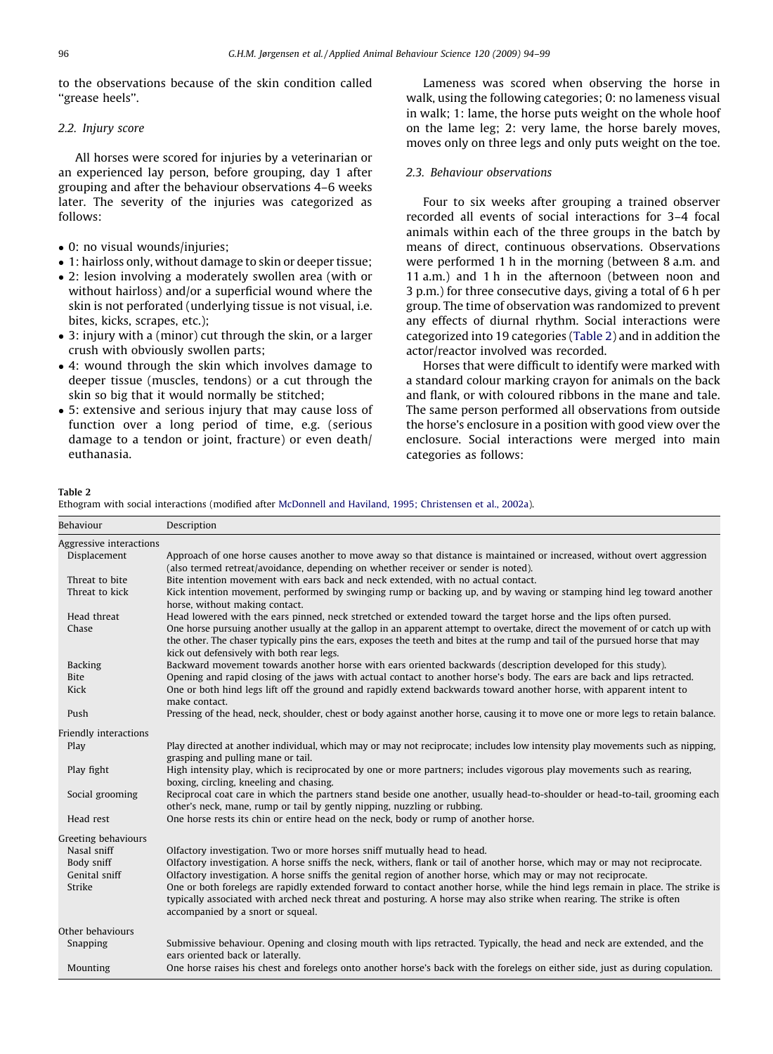to the observations because of the skin condition called "grease heels".

### 2.2. Injury score

All horses were scored for injuries by a veterinarian or an experienced lay person, before grouping, day 1 after grouping and after the behaviour observations 4–6 weeks later. The severity of the injuries was categorized as follows:

- 0: no visual wounds/injuries;
- 1: hairloss only, without damage to skin or deeper tissue;
- 2: lesion involving a moderately swollen area (with or without hairloss) and/or a superficial wound where the skin is not perforated (underlying tissue is not visual, i.e. bites, kicks, scrapes, etc.);
- 3: injury with a (minor) cut through the skin, or a larger crush with obviously swollen parts;
- 4: wound through the skin which involves damage to deeper tissue (muscles, tendons) or a cut through the skin so big that it would normally be stitched;
- 5: extensive and serious injury that may cause loss of function over a long period of time, e.g. (serious damage to a tendon or joint, fracture) or even death/euthanasia.

Lameness was scored when observing the horse in walk, using the following categories; 0: no lameness visual in walk; 1: lame, the horse puts weight on the whole hoof on the lame leg; 2: very lame, the horse barely moves, moves only on three legs and only puts weight on the toe.

### 2.3. Behaviour observations

Four to six weeks after grouping a trained observer recorded all events of social interactions for 3–4 focal animals within each of the three groups in the batch by means of direct, continuous observations. Observations were performed 1 h in the morning (between 8 a.m. and 11 a.m.) and 1 h in the afternoon (between noon and 3 p.m.) for three consecutive days, giving a total of 6 h per group. The time of observation was randomized to prevent any effects of diurnal rhythm. Social interactions were categorized into 19 categories (Table 2) and in addition the actor/reactor involved was recorded.

Horses that were difficult to identify were marked with a standard colour marking crayon for animals on the back and flank, or with coloured ribbons in the mane and tale. The same person performed all observations from outside the horse's enclosure in a position with good view over the enclosure. Social interactions were merged into main categories as follows:

**Table 2**
Ethogram with social interactions (modified after McDonnell and Haviland, 1995; Christensen et al., 2002a).

| Behaviour | Description |
|---|---|
| *Aggressive interactions* | |
| Displacement | Approach of one horse causes another to move away so that distance is maintained or increased, without overt aggression (also termed retreat/avoidance, depending on whether receiver or sender is noted). |
| Threat to bite | Bite intention movement with ears back and neck extended, with no actual contact. |
| Threat to kick | Kick intention movement, performed by swinging rump or backing up, and by waving or stamping hind leg toward another horse, without making contact. |
| Head threat | Head lowered with the ears pinned, neck stretched or extended toward the target horse and the lips often pursed. |
| Chase | One horse pursuing another usually at the gallop in an apparent attempt to overtake, direct the movement of or catch up with the other. The chaser typically pins the ears, exposes the teeth and bites at the rump and tail of the pursued horse that may kick out defensively with both rear legs. |
| Backing | Backward movement towards another horse with ears oriented backwards (description developed for this study). |
| Bite | Opening and rapid closing of the jaws with actual contact to another horse's body. The ears are back and lips retracted. |
| Kick | One or both hind legs lift off the ground and rapidly extend backwards toward another horse, with apparent intent to make contact. |
| Push | Pressing of the head, neck, shoulder, chest or body against another horse, causing it to move one or more legs to retain balance. |
| *Friendly interactions* | |
| Play | Play directed at another individual, which may or may not reciprocate; includes low intensity play movements such as nipping, grasping and pulling mane or tail. |
| Play fight | High intensity play, which is reciprocated by one or more partners; includes vigorous play movements such as rearing, boxing, circling, kneeling and chasing. |
| Social grooming | Reciprocal coat care in which the partners stand beside one another, usually head-to-shoulder or head-to-tail, grooming each other's neck, mane, rump or tail by gently nipping, nuzzling or rubbing. |
| Head rest | One horse rests its chin or entire head on the neck, body or rump of another horse. |
| *Greeting behaviours* | |
| Nasal sniff | Olfactory investigation. Two or more horses sniff mutually head to head. |
| Body sniff | Olfactory investigation. A horse sniffs the neck, withers, flank or tail of another horse, which may or may not reciprocate. |
| Genital sniff | Olfactory investigation. A horse sniffs the genital region of another horse, which may or may not reciprocate. |
| Strike | One or both forelegs are rapidly extended forward to contact another horse, while the hind legs remain in place. The strike is typically associated with arched neck threat and posturing. A horse may also strike when rearing. The strike is often accompanied by a snort or squeal. |
| *Other behaviours* | |
| Snapping | Submissive behaviour. Opening and closing mouth with lips retracted. Typically, the head and neck are extended, and the ears oriented back or laterally. |
| Mounting | One horse raises his chest and forelegs onto another horse's back with the forelegs on either side, just as during copulation. |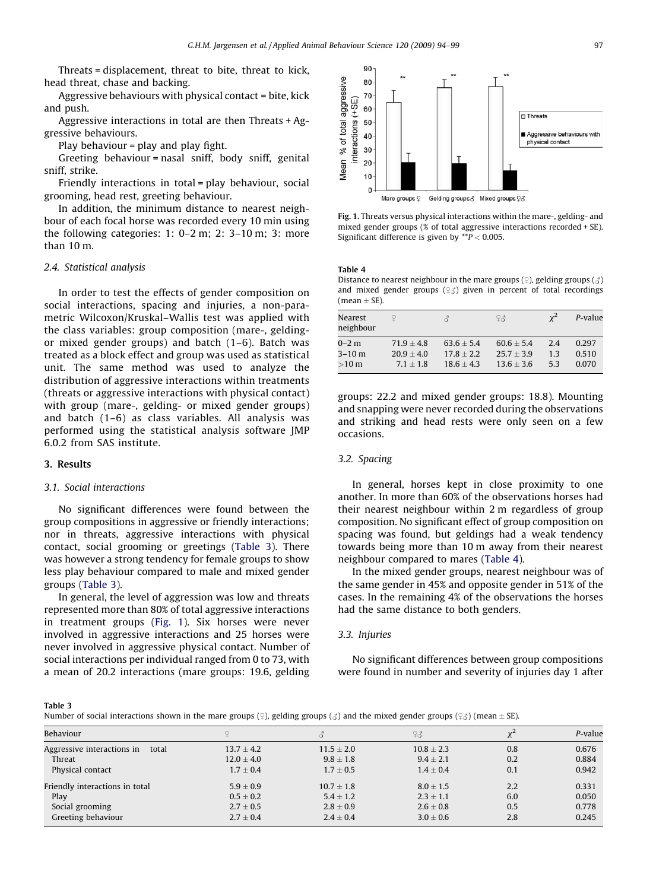Threats = displacement, threat to bite, threat to kick, head threat, chase and backing.

Aggressive behaviours with physical contact = bite, kick and push.

Aggressive interactions in total are then Threats + Aggressive behaviours.

Play behaviour = play and play fight.

Greeting behaviour = nasal sniff, body sniff, genital sniff, strike.

Friendly interactions in total = play behaviour, social grooming, head rest, greeting behaviour.

In addition, the minimum distance to nearest neighbour of each focal horse was recorded every 10 min using the following categories: 1: 0–2 m; 2: 3–10 m; 3: more than 10 m.

### 2.4. Statistical analysis

In order to test the effects of gender composition on social interactions, spacing and injuries, a non-parametric Wilcoxon/Kruskal–Wallis test was applied with the class variables: group composition (mare-, gelding- or mixed gender groups) and batch (1–6). Batch was treated as a block effect and group was used as statistical unit. The same method was used to analyze the distribution of aggressive interactions within treatments (threats or aggressive interactions with physical contact) with group (mare-, gelding- or mixed gender groups) and batch (1–6) as class variables. All analysis was performed using the statistical analysis software JMP 6.0.2 from SAS institute.

## 3. Results

### 3.1. Social interactions

No significant differences were found between the group compositions in aggressive or friendly interactions; nor in threats, aggressive interactions with physical contact, social grooming or greetings (Table 3). There was however a strong tendency for female groups to show less play behaviour compared to male and mixed gender groups (Table 3).

In general, the level of aggression was low and threats represented more than 80% of total aggressive interactions in treatment groups (Fig. 1). Six horses were never involved in aggressive interactions and 25 horses were never involved in aggressive physical contact. Number of social interactions per individual ranged from 0 to 73, with a mean of 20.2 interactions (mare groups: 19.6, gelding groups: 22.2 and mixed gender groups: 18.8). Mounting and snapping were never recorded during the observations and striking and head rests were only seen on a few occasions.

Fig. 1. Threats versus physical interactions within the mare-, gelding- and mixed gender groups (% of total aggressive interactions recorded + SE). Significant difference is given by $^{**}P < 0.005$.

Table 4
Distance to nearest neighbour in the mare groups (♀), gelding groups (♂) and mixed gender groups (♀♂) given in percent of total recordings (mean ± SE).

| Nearest neighbour | ♀ | ♂ | ♀♂ | $\chi^2$ | *P*-value |
|---|---|---|---|---|---|
| 0–2 m | 71.9 ± 4.8 | 63.6 ± 5.4 | 60.6 ± 5.4 | 2.4 | 0.297 |
| 3–10 m | 20.9 ± 4.0 | 17.8 ± 2.2 | 25.7 ± 3.9 | 1.3 | 0.510 |
| >10 m | 7.1 ± 1.8 | 18.6 ± 4.3 | 13.6 ± 3.6 | 5.3 | 0.070 |

### 3.2. Spacing

In general, horses kept in close proximity to one another. In more than 60% of the observations horses had their nearest neighbour within 2 m regardless of group composition. No significant effect of group composition on spacing was found, but geldings had a weak tendency towards being more than 10 m away from their nearest neighbour compared to mares (Table 4).

In the mixed gender groups, nearest neighbour was of the same gender in 45% and opposite gender in 51% of the cases. In the remaining 4% of the observations the horses had the same distance to both genders.

### 3.3. Injuries

No significant differences between group compositions were found in number and severity of injuries day 1 after

Table 3
Number of social interactions shown in the mare groups (♀), gelding groups (♂) and the mixed gender groups (♀♂) (mean ± SE).

| Behaviour | ♀ | ♂ | ♀♂ | $\chi^2$ | *P*-value |
|---|---|---|---|---|---|
| Aggressive interactions in total | 13.7 ± 4.2 | 11.5 ± 2.0 | 10.8 ± 2.3 | 0.8 | 0.676 |
| Threat | 12.0 ± 4.0 | 9.8 ± 1.8 | 9.4 ± 2.1 | 0.2 | 0.884 |
| Physical contact | 1.7 ± 0.4 | 1.7 ± 0.5 | 1.4 ± 0.4 | 0.1 | 0.942 |
| Friendly interactions in total | 5.9 ± 0.9 | 10.7 ± 1.8 | 8.0 ± 1.5 | 2.2 | 0.331 |
| Play | 0.5 ± 0.2 | 5.4 ± 1.2 | 2.3 ± 1.1 | 6.0 | 0.050 |
| Social grooming | 2.7 ± 0.5 | 2.8 ± 0.9 | 2.6 ± 0.8 | 0.5 | 0.778 |
| Greeting behaviour | 2.7 ± 0.4 | 2.4 ± 0.4 | 3.0 ± 0.6 | 2.8 | 0.245 |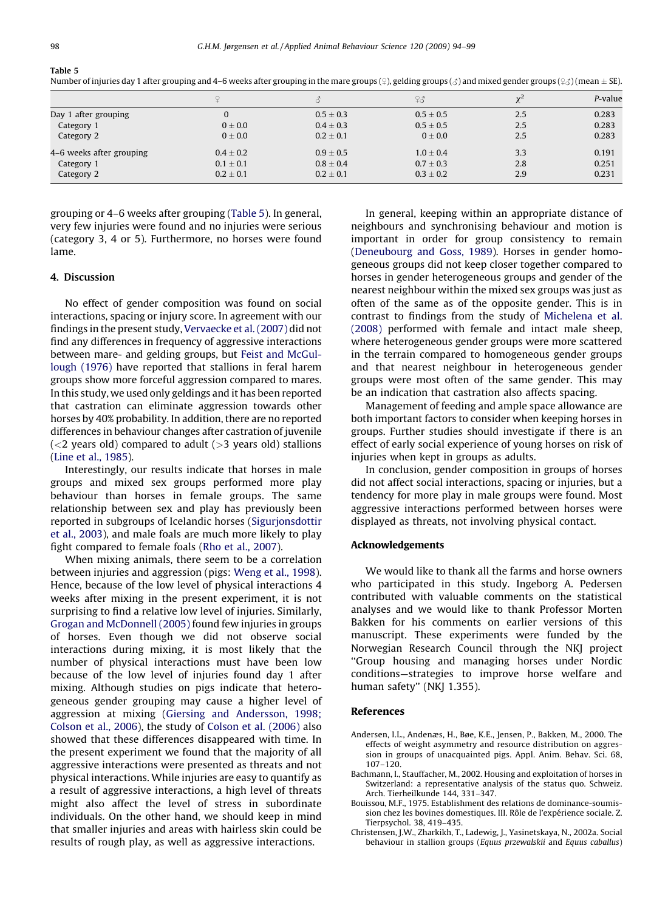**Table 5**
Number of injuries day 1 after grouping and 4–6 weeks after grouping in the mare groups (♀), gelding groups (♂) and mixed gender groups (♀♂) (mean ± SE).

| | ♀ | ♂ | ♀♂ | $\chi^2$ | *P*-value |
|---|---|---|---|---|---|
| Day 1 after grouping | 0 | 0.5 ± 0.3 | 0.5 ± 0.5 | 2.5 | 0.283 |
| Category 1 | 0 ± 0.0 | 0.4 ± 0.3 | 0.5 ± 0.5 | 2.5 | 0.283 |
| Category 2 | 0 ± 0.0 | 0.2 ± 0.1 | 0 ± 0.0 | 2.5 | 0.283 |
| 4–6 weeks after grouping | 0.4 ± 0.2 | 0.9 ± 0.5 | 1.0 ± 0.4 | 3.3 | 0.191 |
| Category 1 | 0.1 ± 0.1 | 0.8 ± 0.4 | 0.7 ± 0.3 | 2.8 | 0.251 |
| Category 2 | 0.2 ± 0.1 | 0.2 ± 0.1 | 0.3 ± 0.2 | 2.9 | 0.231 |

grouping or 4–6 weeks after grouping (Table 5). In general, very few injuries were found and no injuries were serious (category 3, 4 or 5). Furthermore, no horses were found lame.

## 4. Discussion

No effect of gender composition was found on social interactions, spacing or injury score. In agreement with our findings in the present study, Vervaecke et al. (2007) did not find any differences in frequency of aggressive interactions between mare- and gelding groups, but Feist and McCullough (1976) have reported that stallions in feral harem groups show more forceful aggression compared to mares. In this study, we used only geldings and it has been reported that castration can eliminate aggression towards other horses by 40% probability. In addition, there are no reported differences in behaviour changes after castration of juvenile (<2 years old) compared to adult (>3 years old) stallions (Line et al., 1985).

Interestingly, our results indicate that horses in male groups and mixed sex groups performed more play behaviour than horses in female groups. The same relationship between sex and play has previously been reported in subgroups of Icelandic horses (Sigurjonsdottir et al., 2003), and male foals are much more likely to play fight compared to female foals (Rho et al., 2007).

When mixing animals, there seem to be a correlation between injuries and aggression (pigs: Weng et al., 1998). Hence, because of the low level of physical interactions 4 weeks after mixing in the present experiment, it is not surprising to find a relative low level of injuries. Similarly, Grogan and McDonnell (2005) found few injuries in groups of horses. Even though we did not observe social interactions during mixing, it is most likely that the number of physical interactions must have been low because of the low level of injuries found day 1 after mixing. Although studies on pigs indicate that heterogeneous gender grouping may cause a higher level of aggression at mixing (Giersing and Andersson, 1998; Colson et al., 2006), the study of Colson et al. (2006) also showed that these differences disappeared with time. In the present experiment we found that the majority of all aggressive interactions were presented as threats and not physical interactions. While injuries are easy to quantify as a result of aggressive interactions, a high level of threats might also affect the level of stress in subordinate individuals. On the other hand, we should keep in mind that smaller injuries and areas with hairless skin could be results of rough play, as well as aggressive interactions.

In general, keeping within an appropriate distance of neighbours and synchronising behaviour and motion is important in order for group consistency to remain (Deneubourg and Goss, 1989). Horses in gender homogeneous groups did not keep closer together compared to horses in gender heterogeneous groups and gender of the nearest neighbour within the mixed sex groups was just as often of the same as of the opposite gender. This is in contrast to findings from the study of Michelena et al. (2008) performed with female and intact male sheep, where heterogeneous gender groups were more scattered in the terrain compared to homogeneous gender groups and that nearest neighbour in heterogeneous gender groups were most often of the same gender. This may be an indication that castration also affects spacing.

Management of feeding and ample space allowance are both important factors to consider when keeping horses in groups. Further studies should investigate if there is an effect of early social experience of young horses on risk of injuries when kept in groups as adults.

In conclusion, gender composition in groups of horses did not affect social interactions, spacing or injuries, but a tendency for more play in male groups were found. Most aggressive interactions performed between horses were displayed as threats, not involving physical contact.

## Acknowledgements

We would like to thank all the farms and horse owners who participated in this study. Ingeborg A. Pedersen contributed with valuable comments on the statistical analyses and we would like to thank Professor Morten Bakken for his comments on earlier versions of this manuscript. These experiments were funded by the Norwegian Research Council through the NKJ project "Group housing and managing horses under Nordic conditions—strategies to improve horse welfare and human safety" (NKJ 1.355).

## References

Andersen, I.L., Andenæs, H., Bøe, K.E., Jensen, P., Bakken, M., 2000. The effects of weight asymmetry and resource distribution on aggression in groups of unacquainted pigs. Appl. Anim. Behav. Sci. 68, 107–120.

Bachmann, I., Stauffacher, M., 2002. Housing and exploitation of horses in Switzerland: a representative analysis of the status quo. Schweiz. Arch. Tierheilkunde 144, 331–347.

Bouissou, M.F., 1975. Establishment des relations de dominance-soumission chez les bovines domestiques. III. Rôle de l'expérience sociale. Z. Tierpsychol. 38, 419–435.

Christensen, J.W., Zharkikh, T., Ladewig, J., Yasinetskaya, N., 2002a. Social behaviour in stallion groups (*Equus przewalskii* and *Equus caballus*)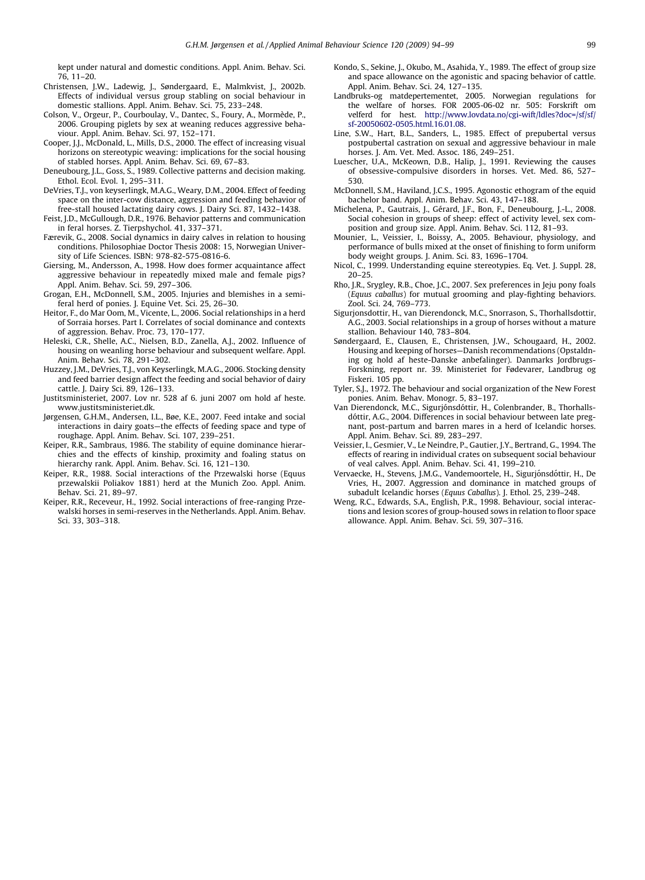kept under natural and domestic conditions. Appl. Anim. Behav. Sci. 76, 11–20.

Christensen, J.W., Ladewig, J., Søndergaard, E., Malmkvist, J., 2002b. Effects of individual versus group stabling on social behaviour in domestic stallions. Appl. Anim. Behav. Sci. 75, 233–248.

Colson, V., Orgeur, P., Courboulay, V., Dantec, S., Foury, A., Mormède, P., 2006. Grouping piglets by sex at weaning reduces aggressive behaviour. Appl. Anim. Behav. Sci. 97, 152–171.

Cooper, J.J., McDonald, L., Mills, D.S., 2000. The effect of increasing visual horizons on stereotypic weaving: implications for the social housing of stabled horses. Appl. Anim. Behav. Sci. 69, 67–83.

Deneubourg, J.L., Goss, S., 1989. Collective patterns and decision making. Ethol. Ecol. Evol. 1, 295–311.

DeVries, T.J., von keyserlingk, M.A.G., Weary, D.M., 2004. Effect of feeding space on the inter-cow distance, aggression and feeding behavior of free-stall housed lactating dairy cows. J. Dairy Sci. 87, 1432–1438.

Feist, J.D., McGullough, D.R., 1976. Behavior patterns and communication in feral horses. Z. Tierpshychol. 41, 337–371.

Færevik, G., 2008. Social dynamics in dairy calves in relation to housing conditions. Philosophiae Doctor Thesis 2008: 15, Norwegian University of Life Sciences. ISBN: 978-82-575-0816-6.

Giersing, M., Andersson, A., 1998. How does former acquaintance affect aggressive behaviour in repeatedly mixed male and female pigs? Appl. Anim. Behav. Sci. 59, 297–306.

Grogan, E.H., McDonnell, S.M., 2005. Injuries and blemishes in a semi-feral herd of ponies. J. Equine Vet. Sci. 25, 26–30.

Heitor, F., do Mar Oom, M., Vicente, L., 2006. Social relationships in a herd of Sorraia horses. Part I. Correlates of social dominance and contexts of aggression. Behav. Proc. 73, 170–177.

Heleski, C.R., Shelle, A.C., Nielsen, B.D., Zanella, A.J., 2002. Influence of housing on weanling horse behaviour and subsequent welfare. Appl. Anim. Behav. Sci. 78, 291–302.

Huzzey, J.M., DeVries, T.J., von Keyserlingk, M.A.G., 2006. Stocking density and feed barrier design affect the feeding and social behavior of dairy cattle. J. Dairy Sci. 89, 126–133.

Justitsministeriet, 2007. Lov nr. 528 af 6. juni 2007 om hold af heste. www.justitsministeriet.dk.

Jørgensen, G.H.M., Andersen, I.L., Bøe, K.E., 2007. Feed intake and social interactions in dairy goats—the effects of feeding space and type of roughage. Appl. Anim. Behav. Sci. 107, 239–251.

Keiper, R.R., Sambraus, 1986. The stability of equine dominance hierarchies and the effects of kinship, proximity and foaling status on hierarchy rank. Appl. Anim. Behav. Sci. 16, 121–130.

Keiper, R.R., 1988. Social interactions of the Przewalski horse (Equus przewalskii Poliakov 1881) herd at the Munich Zoo. Appl. Anim. Behav. Sci. 21, 89–97.

Keiper, R.R., Receveur, H., 1992. Social interactions of free-ranging Przewalski horses in semi-reserves in the Netherlands. Appl. Anim. Behav. Sci. 33, 303–318.

Kondo, S., Sekine, J., Okubo, M., Asahida, Y., 1989. The effect of group size and space allowance on the agonistic and spacing behavior of cattle. Appl. Anim. Behav. Sci. 24, 127–135.

Landbruks-og matdepertementet, 2005. Norwegian regulations for the welfare of horses. FOR 2005-06-02 nr. 505: Forskrift om velferd for hest. http://www.lovdata.no/cgi-wift/ldles?doc=/sf/sf/sf-20050602-0505.html.16.01.08.

Line, S.W., Hart, B.L., Sanders, L., 1985. Effect of prepubertal versus postpubertal castration on sexual and aggressive behaviour in male horses. J. Am. Vet. Med. Assoc. 186, 249–251.

Luescher, U.A., McKeown, D.B., Halip, J., 1991. Reviewing the causes of obsessive-compulsive disorders in horses. Vet. Med. 86, 527–530.

McDonnell, S.M., Haviland, J.C.S., 1995. Agonostic ethogram of the equid bachelor band. Appl. Anim. Behav. Sci. 43, 147–188.

Michelena, P., Gautrais, J., Gérard, J.F., Bon, F., Deneubourg, J.-L., 2008. Social cohesion in groups of sheep: effect of activity level, sex composition and group size. Appl. Anim. Behav. Sci. 112, 81–93.

Mounier, L., Veissier, I., Boissy, A., 2005. Behaviour, physiology, and performance of bulls mixed at the onset of finishing to form uniform body weight groups. J. Anim. Sci. 83, 1696–1704.

Nicol, C., 1999. Understanding equine stereotypies. Eq. Vet. J. Suppl. 28, 20–25.

Rho, J.R., Srygley, R.B., Choe, J.C., 2007. Sex preferences in Jeju pony foals (*Equus caballus*) for mutual grooming and play-fighting behaviors. Zool. Sci. 24, 769–773.

Sigurjonsdottir, H., van Dierendonck, M.C., Snorrason, S., Thorhallsdottir, A.G., 2003. Social relationships in a group of horses without a mature stallion. Behaviour 140, 783–804.

Søndergaard, E., Clausen, E., Christensen, J.W., Schougaard, H., 2002. Housing and keeping of horses—Danish recommendations (Opstaldning og hold af heste-Danske anbefalinger). Danmarks Jordbrugs-Forskning, report nr. 39. Ministeriet for Fødevarer, Landbrug og Fiskeri. 105 pp.

Tyler, S.J., 1972. The behaviour and social organization of the New Forest ponies. Anim. Behav. Monogr. 5, 83–197.

Van Dierendonck, M.C., Sigurjónsdóttir, H., Colenbrander, B., Thorhallsdóttir, A.G., 2004. Differences in social behaviour between late pregnant, post-partum and barren mares in a herd of Icelandic horses. Appl. Anim. Behav. Sci. 89, 283–297.

Veissier, I., Gesmier, V., Le Neindre, P., Gautier, J.Y., Bertrand, G., 1994. The effects of rearing in individual crates on subsequent social behaviour of veal calves. Appl. Anim. Behav. Sci. 41, 199–210.

Vervaecke, H., Stevens, J.M.G., Vandemoortele, H., Sigurjónsdóttir, H., De Vries, H., 2007. Aggression and dominance in matched groups of subadult Icelandic horses (*Equus Caballus*). J. Ethol. 25, 239–248.

Weng, R.C., Edwards, S.A., English, P.R., 1998. Behaviour, social interactions and lesion scores of group-housed sows in relation to floor space allowance. Appl. Anim. Behav. Sci. 59, 307–316.